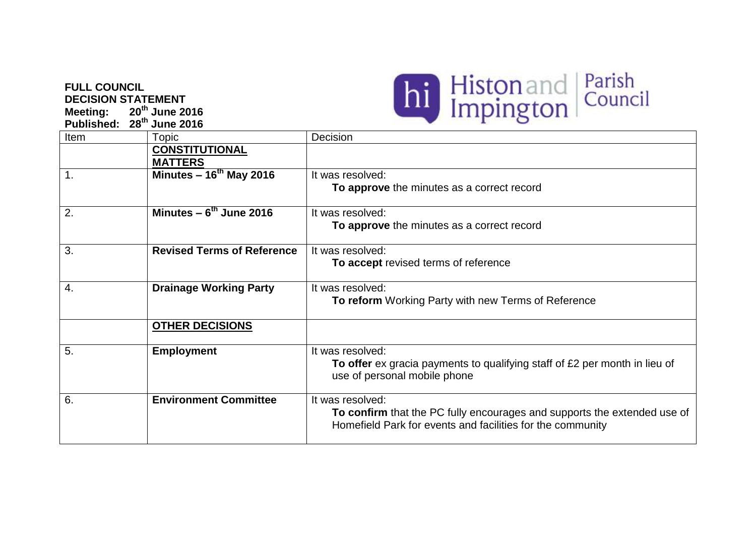**FULL COUNCIL**
**DECISION STATEMENT**
**Meeting: 20th June 2016**
**Published: 28th June 2016**

Histon and Impington Parish Council

| Item | Topic | Decision |
| --- | --- | --- |
| | **CONSTITUTIONAL MATTERS** | |
| 1. | **Minutes – 16th May 2016** | It was resolved: **To approve** the minutes as a correct record |
| 2. | **Minutes – 6th June 2016** | It was resolved: **To approve** the minutes as a correct record |
| 3. | **Revised Terms of Reference** | It was resolved: **To accept** revised terms of reference |
| 4. | **Drainage Working Party** | It was resolved: **To reform** Working Party with new Terms of Reference |
| | **OTHER DECISIONS** | |
| 5. | **Employment** | It was resolved: **To offer** ex gracia payments to qualifying staff of £2 per month in lieu of use of personal mobile phone |
| 6. | **Environment Committee** | It was resolved: **To confirm** that the PC fully encourages and supports the extended use of Homefield Park for events and facilities for the community |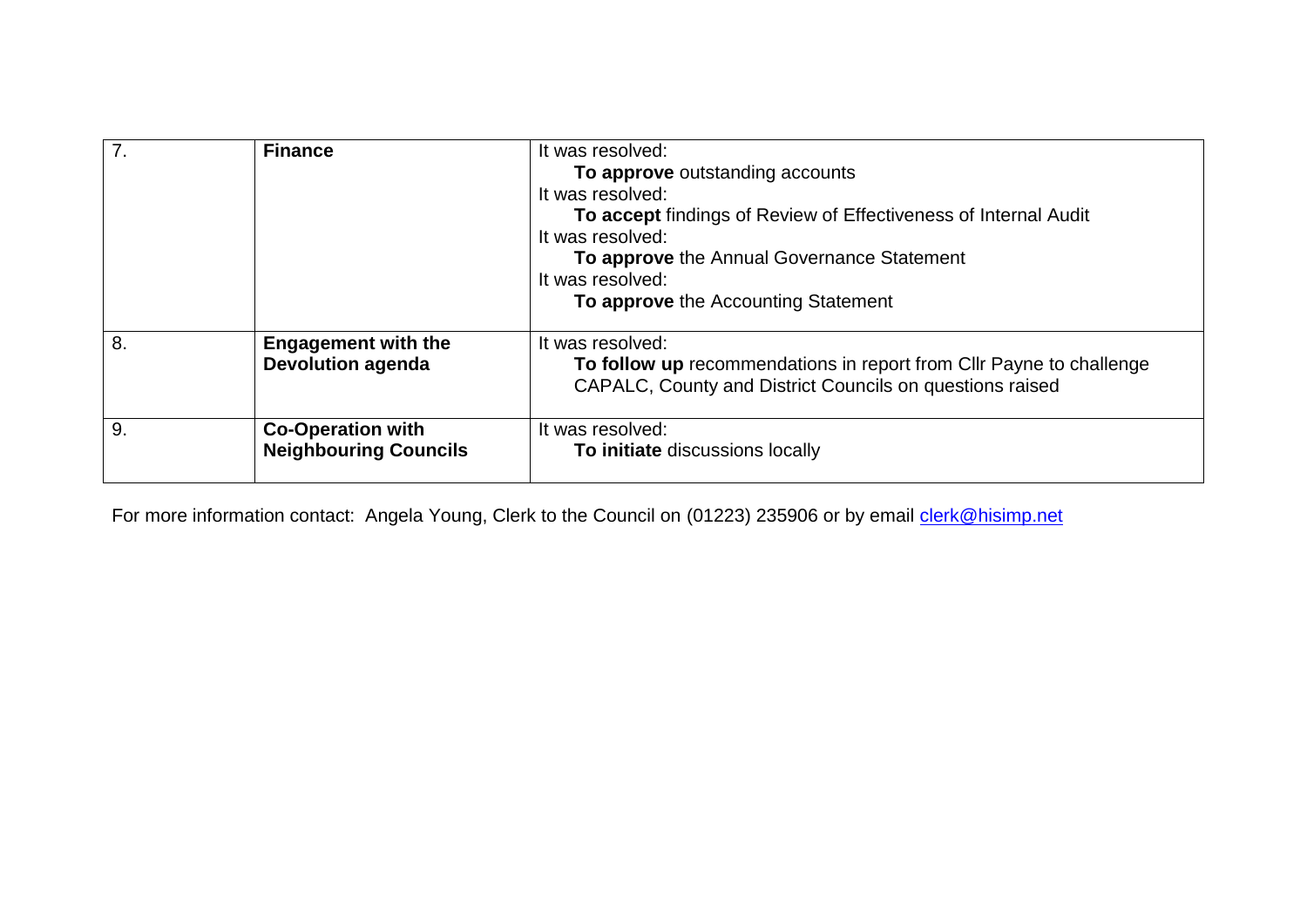| | | |
|---|---|---|
| 7. | **Finance** | It was resolved:<br>**To approve** outstanding accounts<br>It was resolved:<br>**To accept** findings of Review of Effectiveness of Internal Audit<br>It was resolved:<br>**To approve** the Annual Governance Statement<br>It was resolved:<br>**To approve** the Accounting Statement |
| 8. | **Engagement with the Devolution agenda** | It was resolved:<br>**To follow up** recommendations in report from Cllr Payne to challenge CAPALC, County and District Councils on questions raised |
| 9. | **Co-Operation with Neighbouring Councils** | It was resolved:<br>**To initiate** discussions locally |

For more information contact: Angela Young, Clerk to the Council on (01223) 235906 or by email clerk@hisimp.net